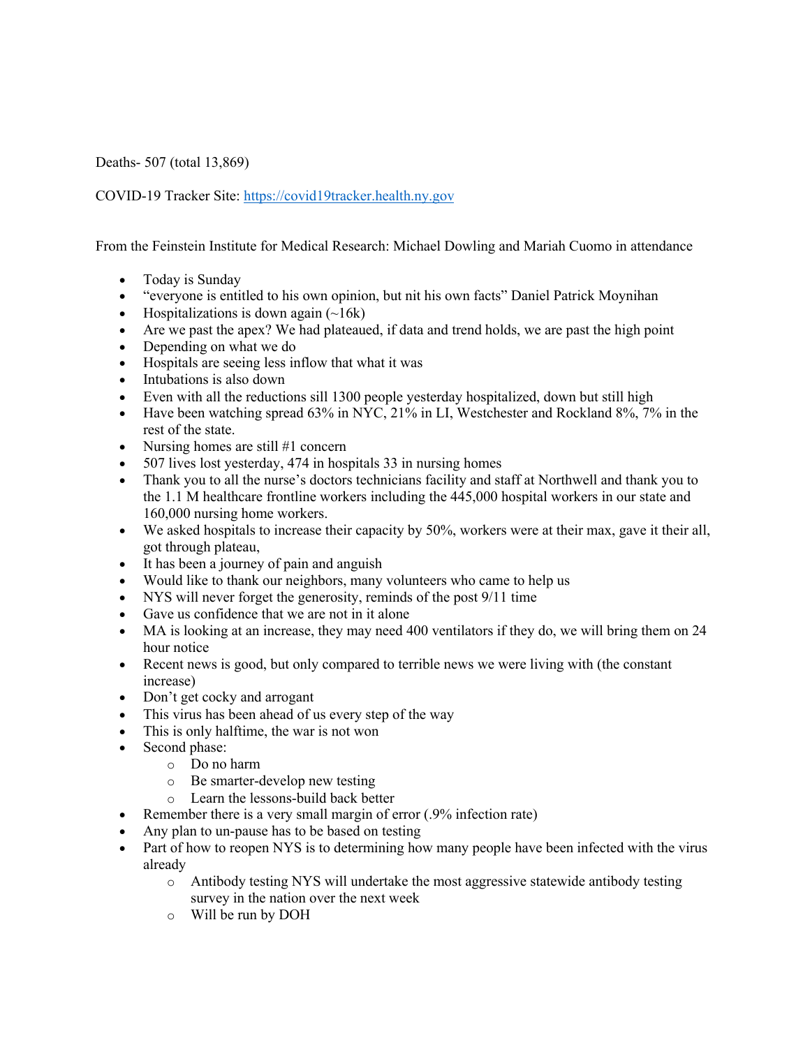Deaths- 507 (total 13,869)

COVID-19 Tracker Site: [https://covid19tracker.health.ny.gov](https://covid19tracker.health.ny.gov)

From the Feinstein Institute for Medical Research: Michael Dowling and Mariah Cuomo in attendance

- Today is Sunday
- "everyone is entitled to his own opinion, but nit his own facts" Daniel Patrick Moynihan
- Hospitalizations is down again (~16k)
- Are we past the apex? We had plateaued, if data and trend holds, we are past the high point
- Depending on what we do
- Hospitals are seeing less inflow that what it was
- Intubations is also down
- Even with all the reductions sill 1300 people yesterday hospitalized, down but still high
- Have been watching spread 63% in NYC, 21% in LI, Westchester and Rockland 8%, 7% in the rest of the state.
- Nursing homes are still #1 concern
- 507 lives lost yesterday, 474 in hospitals 33 in nursing homes
- Thank you to all the nurse's doctors technicians facility and staff at Northwell and thank you to the 1.1 M healthcare frontline workers including the 445,000 hospital workers in our state and 160,000 nursing home workers.
- We asked hospitals to increase their capacity by 50%, workers were at their max, gave it their all, got through plateau,
- It has been a journey of pain and anguish
- Would like to thank our neighbors, many volunteers who came to help us
- NYS will never forget the generosity, reminds of the post 9/11 time
- Gave us confidence that we are not in it alone
- MA is looking at an increase, they may need 400 ventilators if they do, we will bring them on 24 hour notice
- Recent news is good, but only compared to terrible news we were living with (the constant increase)
- Don't get cocky and arrogant
- This virus has been ahead of us every step of the way
- This is only halftime, the war is not won
- Second phase:
  - Do no harm
  - Be smarter-develop new testing
  - Learn the lessons-build back better
- Remember there is a very small margin of error (.9% infection rate)
- Any plan to un-pause has to be based on testing
- Part of how to reopen NYS is to determining how many people have been infected with the virus already
  - Antibody testing NYS will undertake the most aggressive statewide antibody testing survey in the nation over the next week
  - Will be run by DOH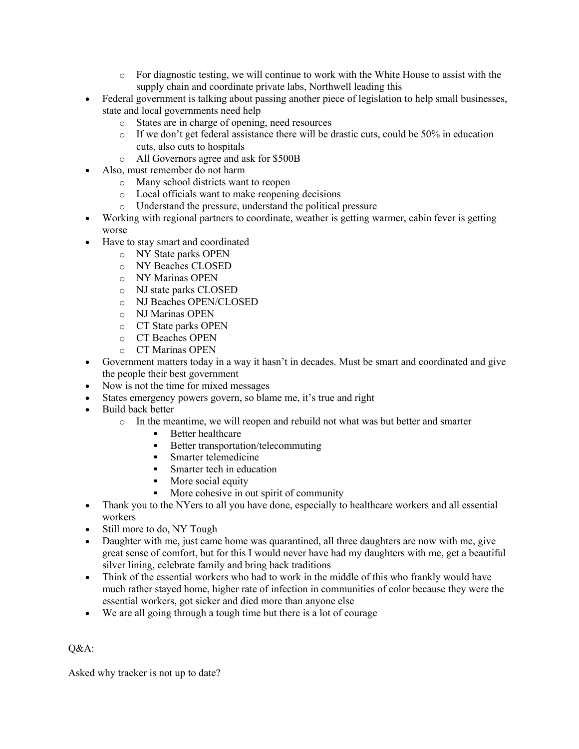- For diagnostic testing, we will continue to work with the White House to assist with the supply chain and coordinate private labs, Northwell leading this
- Federal government is talking about passing another piece of legislation to help small businesses, state and local governments need help
  - States are in charge of opening, need resources
  - If we don't get federal assistance there will be drastic cuts, could be 50% in education cuts, also cuts to hospitals
  - All Governors agree and ask for $500B
- Also, must remember do not harm
  - Many school districts want to reopen
  - Local officials want to make reopening decisions
  - Understand the pressure, understand the political pressure
- Working with regional partners to coordinate, weather is getting warmer, cabin fever is getting worse
- Have to stay smart and coordinated
  - NY State parks OPEN
  - NY Beaches CLOSED
  - NY Marinas OPEN
  - NJ state parks CLOSED
  - NJ Beaches OPEN/CLOSED
  - NJ Marinas OPEN
  - CT State parks OPEN
  - CT Beaches OPEN
  - CT Marinas OPEN
- Government matters today in a way it hasn't in decades. Must be smart and coordinated and give the people their best government
- Now is not the time for mixed messages
- States emergency powers govern, so blame me, it's true and right
- Build back better
  - In the meantime, we will reopen and rebuild not what was but better and smarter
    - Better healthcare
    - Better transportation/telecommuting
    - Smarter telemedicine
    - Smarter tech in education
    - More social equity
    - More cohesive in out spirit of community
- Thank you to the NYers to all you have done, especially to healthcare workers and all essential workers
- Still more to do, NY Tough
- Daughter with me, just came home was quarantined, all three daughters are now with me, give great sense of comfort, but for this I would never have had my daughters with me, get a beautiful silver lining, celebrate family and bring back traditions
- Think of the essential workers who had to work in the middle of this who frankly would have much rather stayed home, higher rate of infection in communities of color because they were the essential workers, got sicker and died more than anyone else
- We are all going through a tough time but there is a lot of courage

Q&A:

Asked why tracker is not up to date?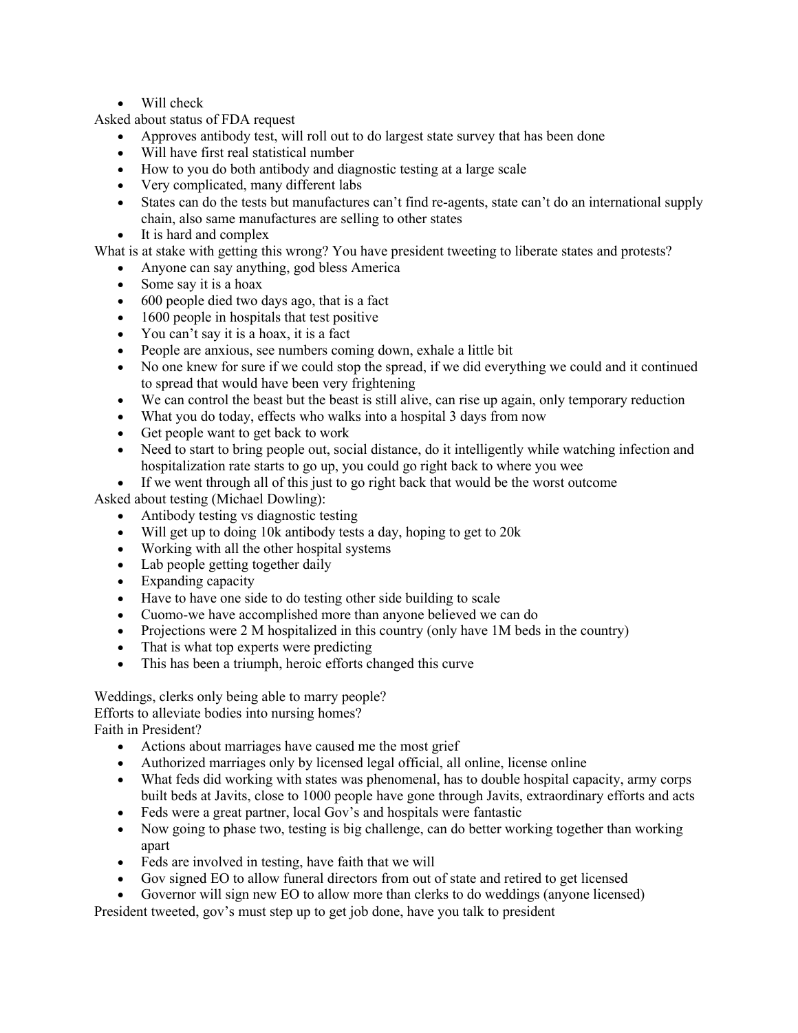- Will check

Asked about status of FDA request

- Approves antibody test, will roll out to do largest state survey that has been done
- Will have first real statistical number
- How to you do both antibody and diagnostic testing at a large scale
- Very complicated, many different labs
- States can do the tests but manufactures can't find re-agents, state can't do an international supply chain, also same manufactures are selling to other states
- It is hard and complex

What is at stake with getting this wrong? You have president tweeting to liberate states and protests?

- Anyone can say anything, god bless America
- Some say it is a hoax
- 600 people died two days ago, that is a fact
- 1600 people in hospitals that test positive
- You can't say it is a hoax, it is a fact
- People are anxious, see numbers coming down, exhale a little bit
- No one knew for sure if we could stop the spread, if we did everything we could and it continued to spread that would have been very frightening
- We can control the beast but the beast is still alive, can rise up again, only temporary reduction
- What you do today, effects who walks into a hospital 3 days from now
- Get people want to get back to work
- Need to start to bring people out, social distance, do it intelligently while watching infection and hospitalization rate starts to go up, you could go right back to where you wee
- If we went through all of this just to go right back that would be the worst outcome

Asked about testing (Michael Dowling):

- Antibody testing vs diagnostic testing
- Will get up to doing 10k antibody tests a day, hoping to get to 20k
- Working with all the other hospital systems
- Lab people getting together daily
- Expanding capacity
- Have to have one side to do testing other side building to scale
- Cuomo-we have accomplished more than anyone believed we can do
- Projections were 2 M hospitalized in this country (only have 1M beds in the country)
- That is what top experts were predicting
- This has been a triumph, heroic efforts changed this curve

Weddings, clerks only being able to marry people?
Efforts to alleviate bodies into nursing homes?
Faith in President?

- Actions about marriages have caused me the most grief
- Authorized marriages only by licensed legal official, all online, license online
- What feds did working with states was phenomenal, has to double hospital capacity, army corps built beds at Javits, close to 1000 people have gone through Javits, extraordinary efforts and acts
- Feds were a great partner, local Gov's and hospitals were fantastic
- Now going to phase two, testing is big challenge, can do better working together than working apart
- Feds are involved in testing, have faith that we will
- Gov signed EO to allow funeral directors from out of state and retired to get licensed
- Governor will sign new EO to allow more than clerks to do weddings (anyone licensed)

President tweeted, gov's must step up to get job done, have you talk to president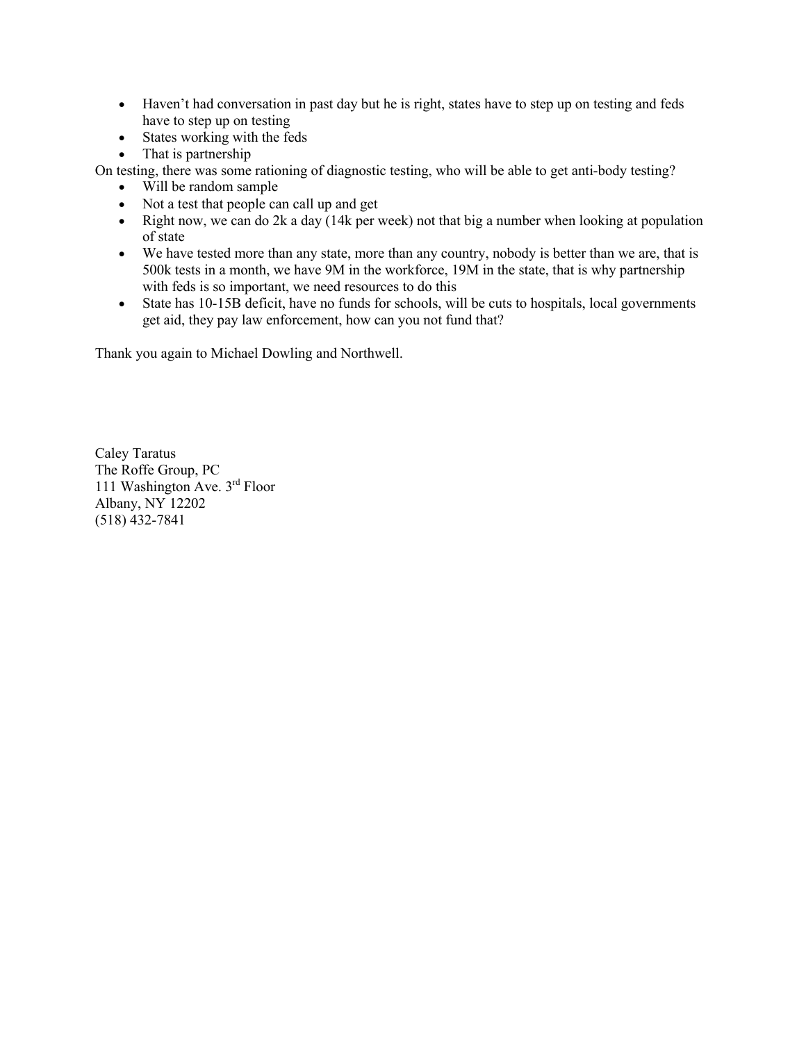- Haven't had conversation in past day but he is right, states have to step up on testing and feds have to step up on testing
- States working with the feds
- That is partnership

On testing, there was some rationing of diagnostic testing, who will be able to get anti-body testing?

- Will be random sample
- Not a test that people can call up and get
- Right now, we can do 2k a day (14k per week) not that big a number when looking at population of state
- We have tested more than any state, more than any country, nobody is better than we are, that is 500k tests in a month, we have 9M in the workforce, 19M in the state, that is why partnership with feds is so important, we need resources to do this
- State has 10-15B deficit, have no funds for schools, will be cuts to hospitals, local governments get aid, they pay law enforcement, how can you not fund that?

Thank you again to Michael Dowling and Northwell.

Caley Taratus  
The Roffe Group, PC  
111 Washington Ave. 3rd Floor  
Albany, NY 12202  
(518) 432-7841